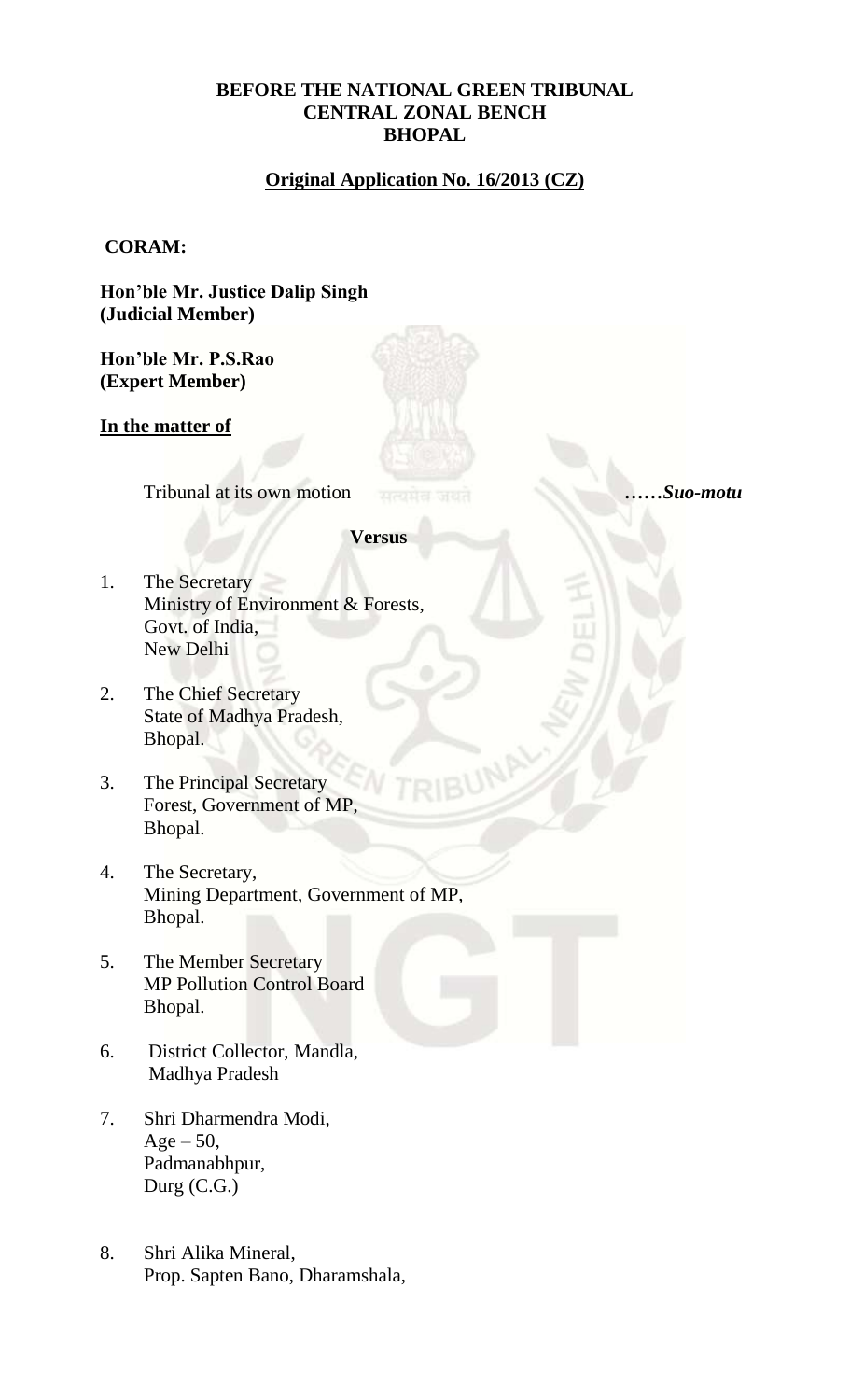**BEFORE THE NATIONAL GREEN TRIBUNAL**
**CENTRAL ZONAL BENCH**
**BHOPAL**

**Original Application No. 16/2013 (CZ)**

**CORAM:**

**Hon'ble Mr. Justice Dalip Singh**
**(Judicial Member)**

**Hon'ble Mr. P.S.Rao**
**(Expert Member)**

**In the matter of**

Tribunal at its own motion ……*Suo-motu*

**Versus**

1. The Secretary
   Ministry of Environment & Forests,
   Govt. of India,
   New Delhi

2. The Chief Secretary
   State of Madhya Pradesh,
   Bhopal.

3. The Principal Secretary
   Forest, Government of MP,
   Bhopal.

4. The Secretary,
   Mining Department, Government of MP,
   Bhopal.

5. The Member Secretary
   MP Pollution Control Board
   Bhopal.

6. District Collector, Mandla,
   Madhya Pradesh

7. Shri Dharmendra Modi,
   Age – 50,
   Padmanabhpur,
   Durg (C.G.)

8. Shri Alika Mineral,
   Prop. Sapten Bano, Dharamshala,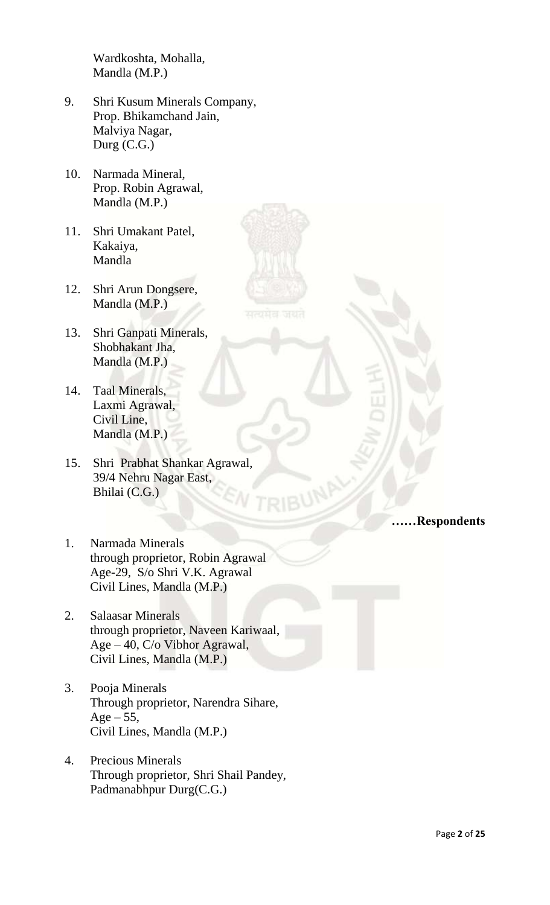Wardkoshta, Mohalla,
Mandla (M.P.)

9. Shri Kusum Minerals Company,
   Prop. Bhikamchand Jain,
   Malviya Nagar,
   Durg (C.G.)

10. Narmada Mineral,
    Prop. Robin Agrawal,
    Mandla (M.P.)

11. Shri Umakant Patel,
    Kakaiya,
    Mandla

12. Shri Arun Dongsere,
    Mandla (M.P.)

13. Shri Ganpati Minerals,
    Shobhakant Jha,
    Mandla (M.P.)

14. Taal Minerals,
    Laxmi Agrawal,
    Civil Line,
    Mandla (M.P.)

15. Shri Prabhat Shankar Agrawal,
    39/4 Nehru Nagar East,
    Bhilai (C.G.)

**……Respondents**

1. Narmada Minerals
   through proprietor, Robin Agrawal
   Age-29, S/o Shri V.K. Agrawal
   Civil Lines, Mandla (M.P.)

2. Salaasar Minerals
   through proprietor, Naveen Kariwaal,
   Age – 40, C/o Vibhor Agrawal,
   Civil Lines, Mandla (M.P.)

3. Pooja Minerals
   Through proprietor, Narendra Sihare,
   Age – 55,
   Civil Lines, Mandla (M.P.)

4. Precious Minerals
   Through proprietor, Shri Shail Pandey,
   Padmanabhpur Durg(C.G.)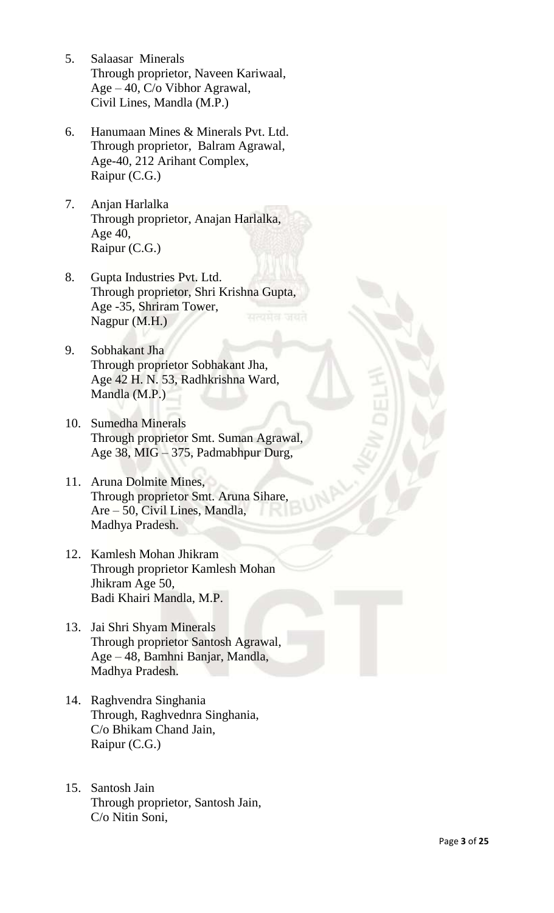5. Salaasar Minerals
   Through proprietor, Naveen Kariwaal,
   Age – 40, C/o Vibhor Agrawal,
   Civil Lines, Mandla (M.P.)

6. Hanumaan Mines & Minerals Pvt. Ltd.
   Through proprietor, Balram Agrawal,
   Age-40, 212 Arihant Complex,
   Raipur (C.G.)

7. Anjan Harlalka
   Through proprietor, Anajan Harlalka,
   Age 40,
   Raipur (C.G.)

8. Gupta Industries Pvt. Ltd.
   Through proprietor, Shri Krishna Gupta,
   Age -35, Shriram Tower,
   Nagpur (M.H.)

9. Sobhakant Jha
   Through proprietor Sobhakant Jha,
   Age 42 H. N. 53, Radhkrishna Ward,
   Mandla (M.P.)

10. Sumedha Minerals
    Through proprietor Smt. Suman Agrawal,
    Age 38, MIG – 375, Padmabhpur Durg,

11. Aruna Dolmite Mines,
    Through proprietor Smt. Aruna Sihare,
    Are – 50, Civil Lines, Mandla,
    Madhya Pradesh.

12. Kamlesh Mohan Jhikram
    Through proprietor Kamlesh Mohan
    Jhikram Age 50,
    Badi Khairi Mandla, M.P.

13. Jai Shri Shyam Minerals
    Through proprietor Santosh Agrawal,
    Age – 48, Bamhni Banjar, Mandla,
    Madhya Pradesh.

14. Raghvendra Singhania
    Through, Raghvednra Singhania,
    C/o Bhikam Chand Jain,
    Raipur (C.G.)

15. Santosh Jain
    Through proprietor, Santosh Jain,
    C/o Nitin Soni,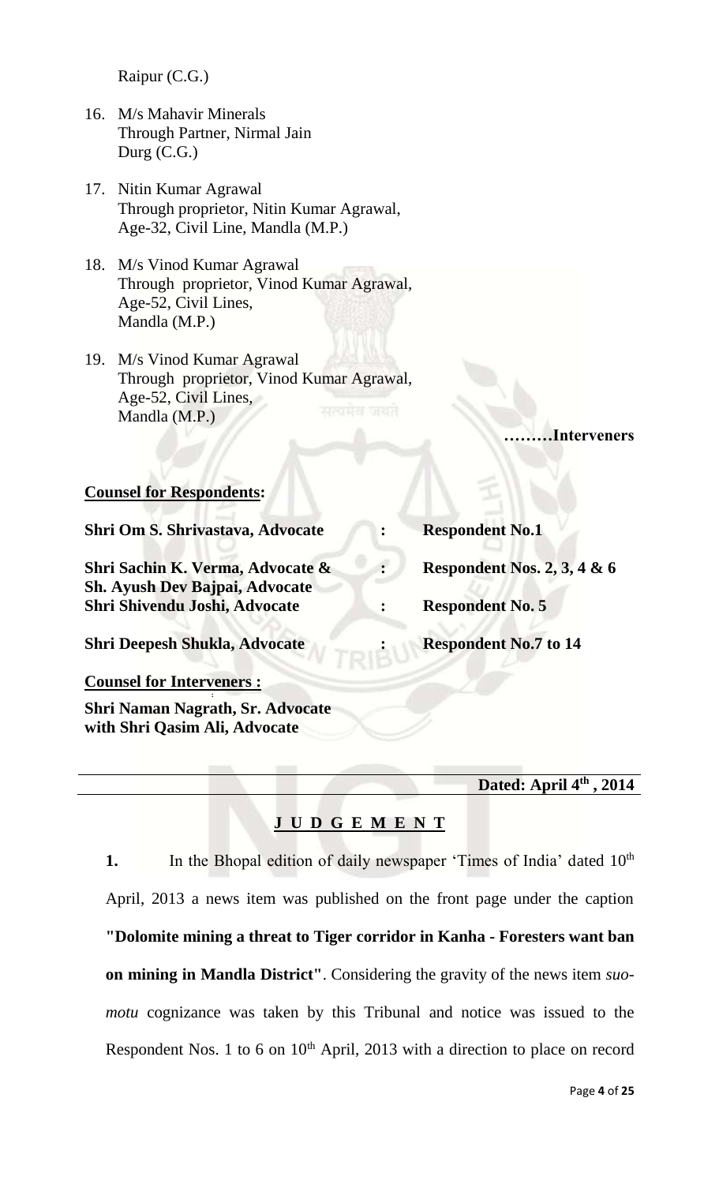Raipur (C.G.)

16. M/s Mahavir Minerals
    Through Partner, Nirmal Jain
    Durg (C.G.)

17. Nitin Kumar Agrawal
    Through proprietor, Nitin Kumar Agrawal,
    Age-32, Civil Line, Mandla (M.P.)

18. M/s Vinod Kumar Agrawal
    Through proprietor, Vinod Kumar Agrawal,
    Age-52, Civil Lines,
    Mandla (M.P.)

19. M/s Vinod Kumar Agrawal
    Through proprietor, Vinod Kumar Agrawal,
    Age-52, Civil Lines,
    Mandla (M.P.)

**………Interveners**

**Counsel for Respondents:**

| | | |
|---|---|---|
| **Shri Om S. Shrivastava, Advocate** | **:** | **Respondent No.1** |
| **Shri Sachin K. Verma, Advocate & Sh. Ayush Dev Bajpai, Advocate** | **:** | **Respondent Nos. 2, 3, 4 & 6** |
| **Shri Shivendu Joshi, Advocate** | **:** | **Respondent No. 5** |
| **Shri Deepesh Shukla, Advocate** | **:** | **Respondent No.7 to 14** |

**Counsel for Interveners :**

**Shri Naman Nagrath, Sr. Advocate with Shri Qasim Ali, Advocate**

**Dated: April 4th , 2014**

## J U D G E M E N T

**1.** In the Bhopal edition of daily newspaper 'Times of India' dated 10th April, 2013 a news item was published on the front page under the caption **"Dolomite mining a threat to Tiger corridor in Kanha - Foresters want ban on mining in Mandla District"**. Considering the gravity of the news item *suo-motu* cognizance was taken by this Tribunal and notice was issued to the Respondent Nos. 1 to 6 on 10th April, 2013 with a direction to place on record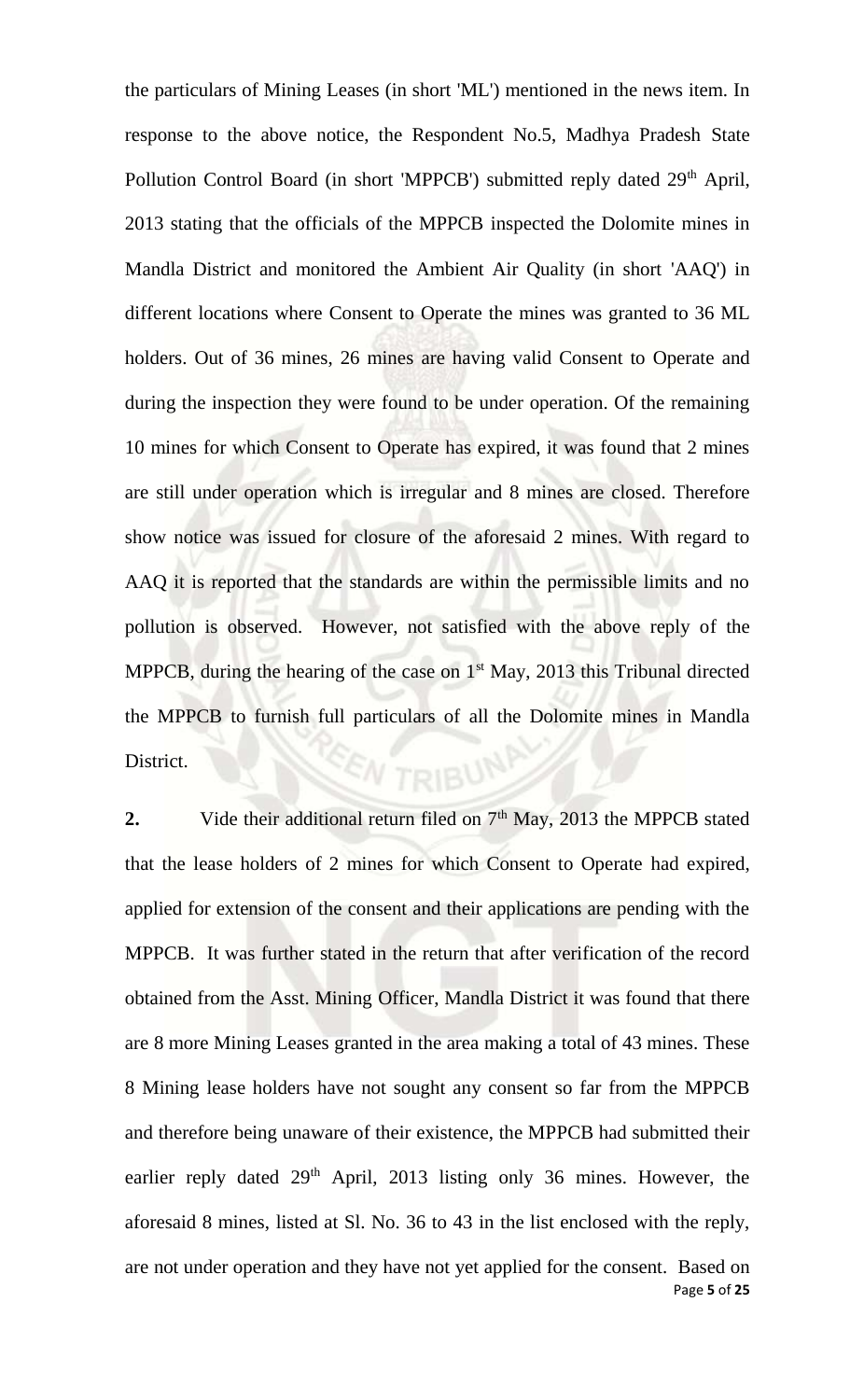the particulars of Mining Leases (in short 'ML') mentioned in the news item. In response to the above notice, the Respondent No.5, Madhya Pradesh State Pollution Control Board (in short 'MPPCB') submitted reply dated 29th April, 2013 stating that the officials of the MPPCB inspected the Dolomite mines in Mandla District and monitored the Ambient Air Quality (in short 'AAQ') in different locations where Consent to Operate the mines was granted to 36 ML holders. Out of 36 mines, 26 mines are having valid Consent to Operate and during the inspection they were found to be under operation. Of the remaining 10 mines for which Consent to Operate has expired, it was found that 2 mines are still under operation which is irregular and 8 mines are closed. Therefore show notice was issued for closure of the aforesaid 2 mines. With regard to AAQ it is reported that the standards are within the permissible limits and no pollution is observed. However, not satisfied with the above reply of the MPPCB, during the hearing of the case on 1st May, 2013 this Tribunal directed the MPPCB to furnish full particulars of all the Dolomite mines in Mandla District.

**2.** Vide their additional return filed on 7th May, 2013 the MPPCB stated that the lease holders of 2 mines for which Consent to Operate had expired, applied for extension of the consent and their applications are pending with the MPPCB. It was further stated in the return that after verification of the record obtained from the Asst. Mining Officer, Mandla District it was found that there are 8 more Mining Leases granted in the area making a total of 43 mines. These 8 Mining lease holders have not sought any consent so far from the MPPCB and therefore being unaware of their existence, the MPPCB had submitted their earlier reply dated 29th April, 2013 listing only 36 mines. However, the aforesaid 8 mines, listed at Sl. No. 36 to 43 in the list enclosed with the reply, are not under operation and they have not yet applied for the consent. Based on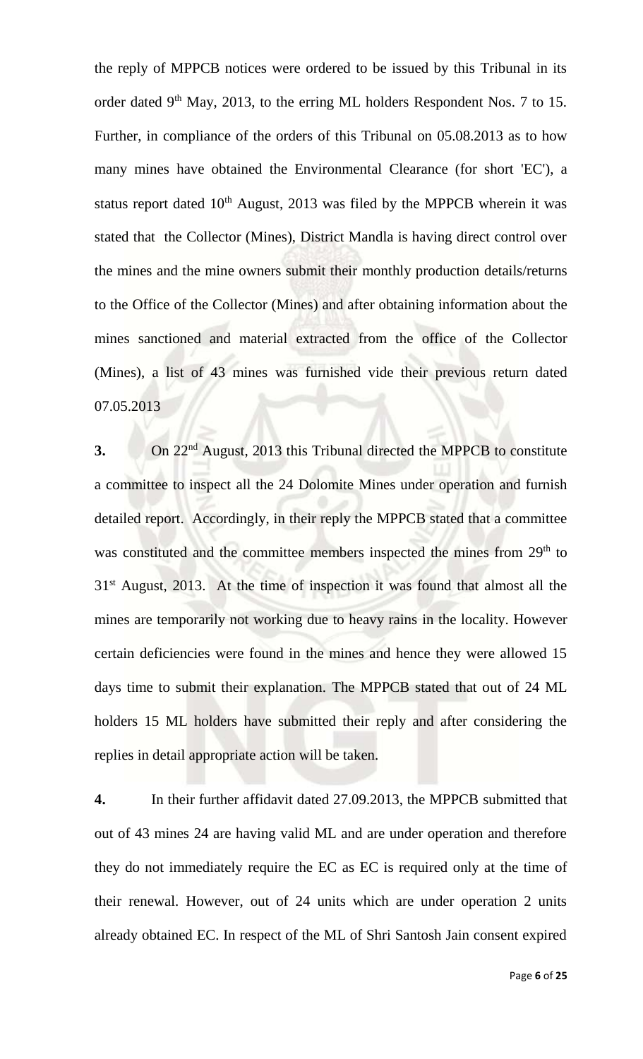the reply of MPPCB notices were ordered to be issued by this Tribunal in its order dated 9th May, 2013, to the erring ML holders Respondent Nos. 7 to 15. Further, in compliance of the orders of this Tribunal on 05.08.2013 as to how many mines have obtained the Environmental Clearance (for short 'EC'), a status report dated 10th August, 2013 was filed by the MPPCB wherein it was stated that the Collector (Mines), District Mandla is having direct control over the mines and the mine owners submit their monthly production details/returns to the Office of the Collector (Mines) and after obtaining information about the mines sanctioned and material extracted from the office of the Collector (Mines), a list of 43 mines was furnished vide their previous return dated 07.05.2013

**3.** On 22nd August, 2013 this Tribunal directed the MPPCB to constitute a committee to inspect all the 24 Dolomite Mines under operation and furnish detailed report. Accordingly, in their reply the MPPCB stated that a committee was constituted and the committee members inspected the mines from 29th to 31st August, 2013. At the time of inspection it was found that almost all the mines are temporarily not working due to heavy rains in the locality. However certain deficiencies were found in the mines and hence they were allowed 15 days time to submit their explanation. The MPPCB stated that out of 24 ML holders 15 ML holders have submitted their reply and after considering the replies in detail appropriate action will be taken.

**4.** In their further affidavit dated 27.09.2013, the MPPCB submitted that out of 43 mines 24 are having valid ML and are under operation and therefore they do not immediately require the EC as EC is required only at the time of their renewal. However, out of 24 units which are under operation 2 units already obtained EC. In respect of the ML of Shri Santosh Jain consent expired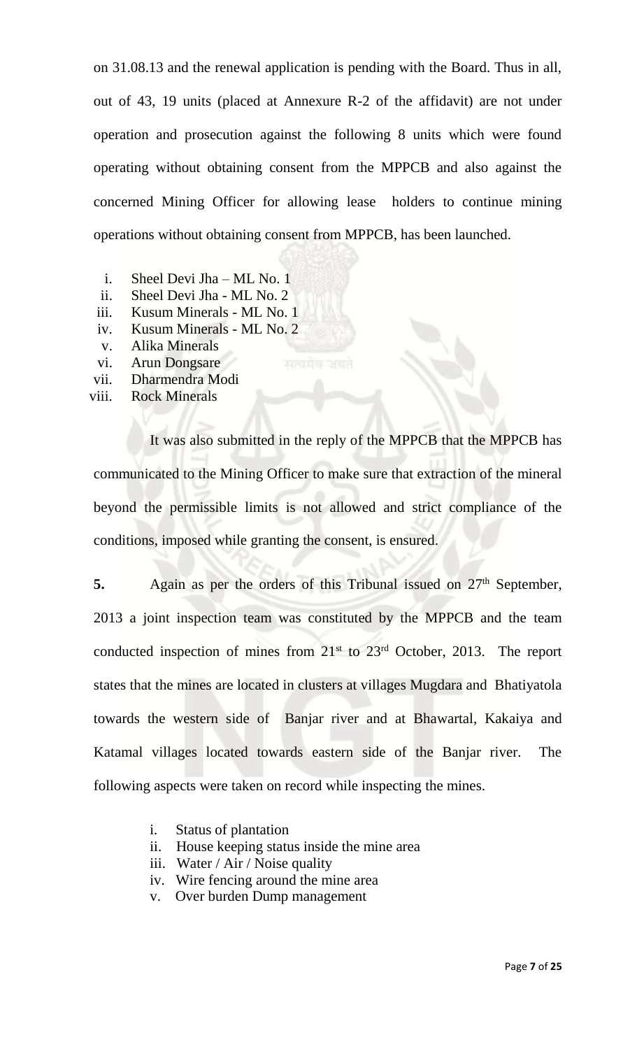on 31.08.13 and the renewal application is pending with the Board. Thus in all, out of 43, 19 units (placed at Annexure R-2 of the affidavit) are not under operation and prosecution against the following 8 units which were found operating without obtaining consent from the MPPCB and also against the concerned Mining Officer for allowing lease holders to continue mining operations without obtaining consent from MPPCB, has been launched.

i. Sheel Devi Jha – ML No. 1
ii. Sheel Devi Jha - ML No. 2
iii. Kusum Minerals - ML No. 1
iv. Kusum Minerals - ML No. 2
v. Alika Minerals
vi. Arun Dongsare
vii. Dharmendra Modi
viii. Rock Minerals

It was also submitted in the reply of the MPPCB that the MPPCB has communicated to the Mining Officer to make sure that extraction of the mineral beyond the permissible limits is not allowed and strict compliance of the conditions, imposed while granting the consent, is ensured.

**5.** Again as per the orders of this Tribunal issued on 27th September, 2013 a joint inspection team was constituted by the MPPCB and the team conducted inspection of mines from 21st to 23rd October, 2013. The report states that the mines are located in clusters at villages Mugdara and Bhatiyatola towards the western side of Banjar river and at Bhawartal, Kakaiya and Katamal villages located towards eastern side of the Banjar river. The following aspects were taken on record while inspecting the mines.

i. Status of plantation
ii. House keeping status inside the mine area
iii. Water / Air / Noise quality
iv. Wire fencing around the mine area
v. Over burden Dump management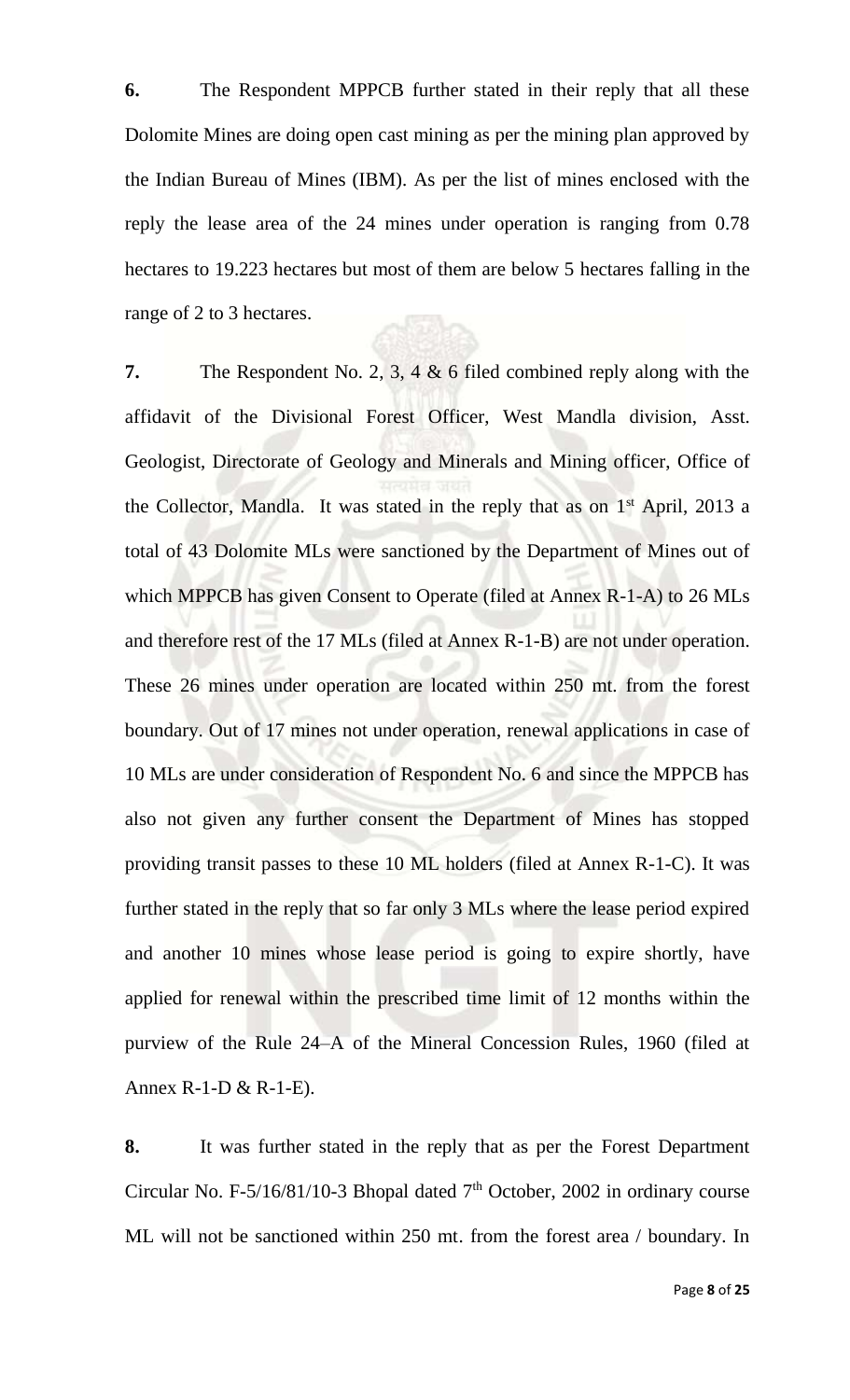**6.** The Respondent MPPCB further stated in their reply that all these Dolomite Mines are doing open cast mining as per the mining plan approved by the Indian Bureau of Mines (IBM). As per the list of mines enclosed with the reply the lease area of the 24 mines under operation is ranging from 0.78 hectares to 19.223 hectares but most of them are below 5 hectares falling in the range of 2 to 3 hectares.

**7.** The Respondent No. 2, 3, 4 & 6 filed combined reply along with the affidavit of the Divisional Forest Officer, West Mandla division, Asst. Geologist, Directorate of Geology and Minerals and Mining officer, Office of the Collector, Mandla. It was stated in the reply that as on 1st April, 2013 a total of 43 Dolomite MLs were sanctioned by the Department of Mines out of which MPPCB has given Consent to Operate (filed at Annex R-1-A) to 26 MLs and therefore rest of the 17 MLs (filed at Annex R-1-B) are not under operation. These 26 mines under operation are located within 250 mt. from the forest boundary. Out of 17 mines not under operation, renewal applications in case of 10 MLs are under consideration of Respondent No. 6 and since the MPPCB has also not given any further consent the Department of Mines has stopped providing transit passes to these 10 ML holders (filed at Annex R-1-C). It was further stated in the reply that so far only 3 MLs where the lease period expired and another 10 mines whose lease period is going to expire shortly, have applied for renewal within the prescribed time limit of 12 months within the purview of the Rule 24–A of the Mineral Concession Rules, 1960 (filed at Annex R-1-D & R-1-E).

**8.** It was further stated in the reply that as per the Forest Department Circular No. F-5/16/81/10-3 Bhopal dated 7th October, 2002 in ordinary course ML will not be sanctioned within 250 mt. from the forest area / boundary. In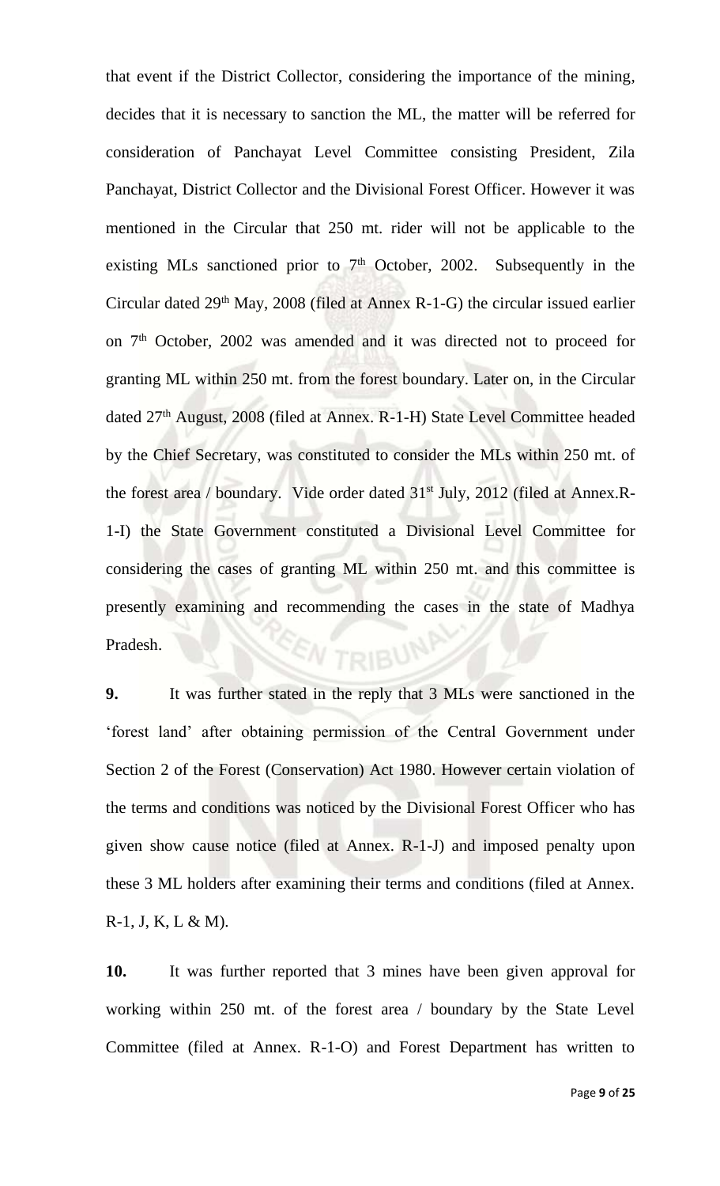that event if the District Collector, considering the importance of the mining, decides that it is necessary to sanction the ML, the matter will be referred for consideration of Panchayat Level Committee consisting President, Zila Panchayat, District Collector and the Divisional Forest Officer. However it was mentioned in the Circular that 250 mt. rider will not be applicable to the existing MLs sanctioned prior to 7th October, 2002. Subsequently in the Circular dated 29th May, 2008 (filed at Annex R-1-G) the circular issued earlier on 7th October, 2002 was amended and it was directed not to proceed for granting ML within 250 mt. from the forest boundary. Later on, in the Circular dated 27th August, 2008 (filed at Annex. R-1-H) State Level Committee headed by the Chief Secretary, was constituted to consider the MLs within 250 mt. of the forest area / boundary. Vide order dated 31st July, 2012 (filed at Annex.R-1-I) the State Government constituted a Divisional Level Committee for considering the cases of granting ML within 250 mt. and this committee is presently examining and recommending the cases in the state of Madhya Pradesh.

**9.** It was further stated in the reply that 3 MLs were sanctioned in the 'forest land' after obtaining permission of the Central Government under Section 2 of the Forest (Conservation) Act 1980. However certain violation of the terms and conditions was noticed by the Divisional Forest Officer who has given show cause notice (filed at Annex. R-1-J) and imposed penalty upon these 3 ML holders after examining their terms and conditions (filed at Annex. R-1, J, K, L & M).

**10.** It was further reported that 3 mines have been given approval for working within 250 mt. of the forest area / boundary by the State Level Committee (filed at Annex. R-1-O) and Forest Department has written to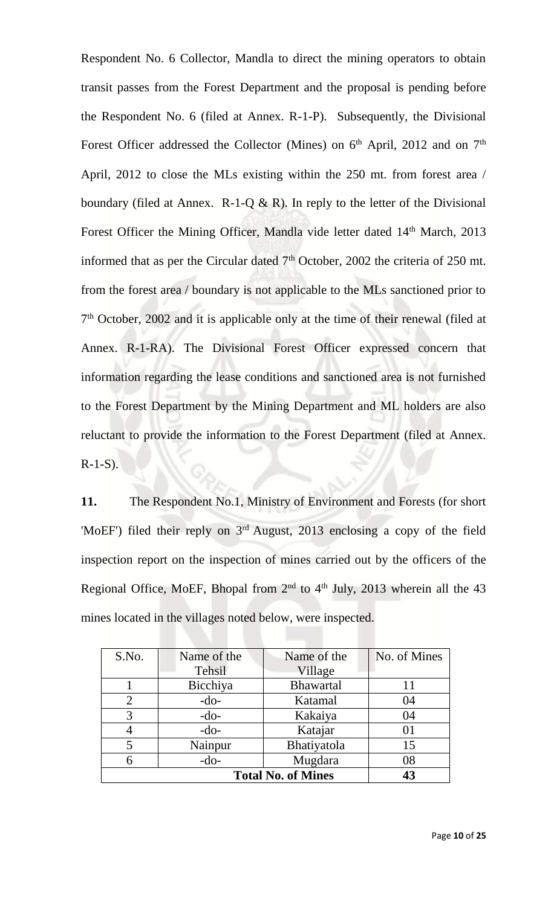Respondent No. 6 Collector, Mandla to direct the mining operators to obtain transit passes from the Forest Department and the proposal is pending before the Respondent No. 6 (filed at Annex. R-1-P). Subsequently, the Divisional Forest Officer addressed the Collector (Mines) on 6th April, 2012 and on 7th April, 2012 to close the MLs existing within the 250 mt. from forest area / boundary (filed at Annex. R-1-Q & R). In reply to the letter of the Divisional Forest Officer the Mining Officer, Mandla vide letter dated 14th March, 2013 informed that as per the Circular dated 7th October, 2002 the criteria of 250 mt. from the forest area / boundary is not applicable to the MLs sanctioned prior to 7th October, 2002 and it is applicable only at the time of their renewal (filed at Annex. R-1-RA). The Divisional Forest Officer expressed concern that information regarding the lease conditions and sanctioned area is not furnished to the Forest Department by the Mining Department and ML holders are also reluctant to provide the information to the Forest Department (filed at Annex. R-1-S).

**11.** The Respondent No.1, Ministry of Environment and Forests (for short 'MoEF') filed their reply on 3rd August, 2013 enclosing a copy of the field inspection report on the inspection of mines carried out by the officers of the Regional Office, MoEF, Bhopal from 2nd to 4th July, 2013 wherein all the 43 mines located in the villages noted below, were inspected.

| S.No. | Name of the Tehsil | Name of the Village | No. of Mines |
|---|---|---|---|
| 1 | Bicchiya | Bhawartal | 11 |
| 2 | -do- | Katamal | 04 |
| 3 | -do- | Kakaiya | 04 |
| 4 | -do- | Katajar | 01 |
| 5 | Nainpur | Bhatiyatola | 15 |
| 6 | -do- | Mugdara | 08 |
| **Total No. of Mines** | | | **43** |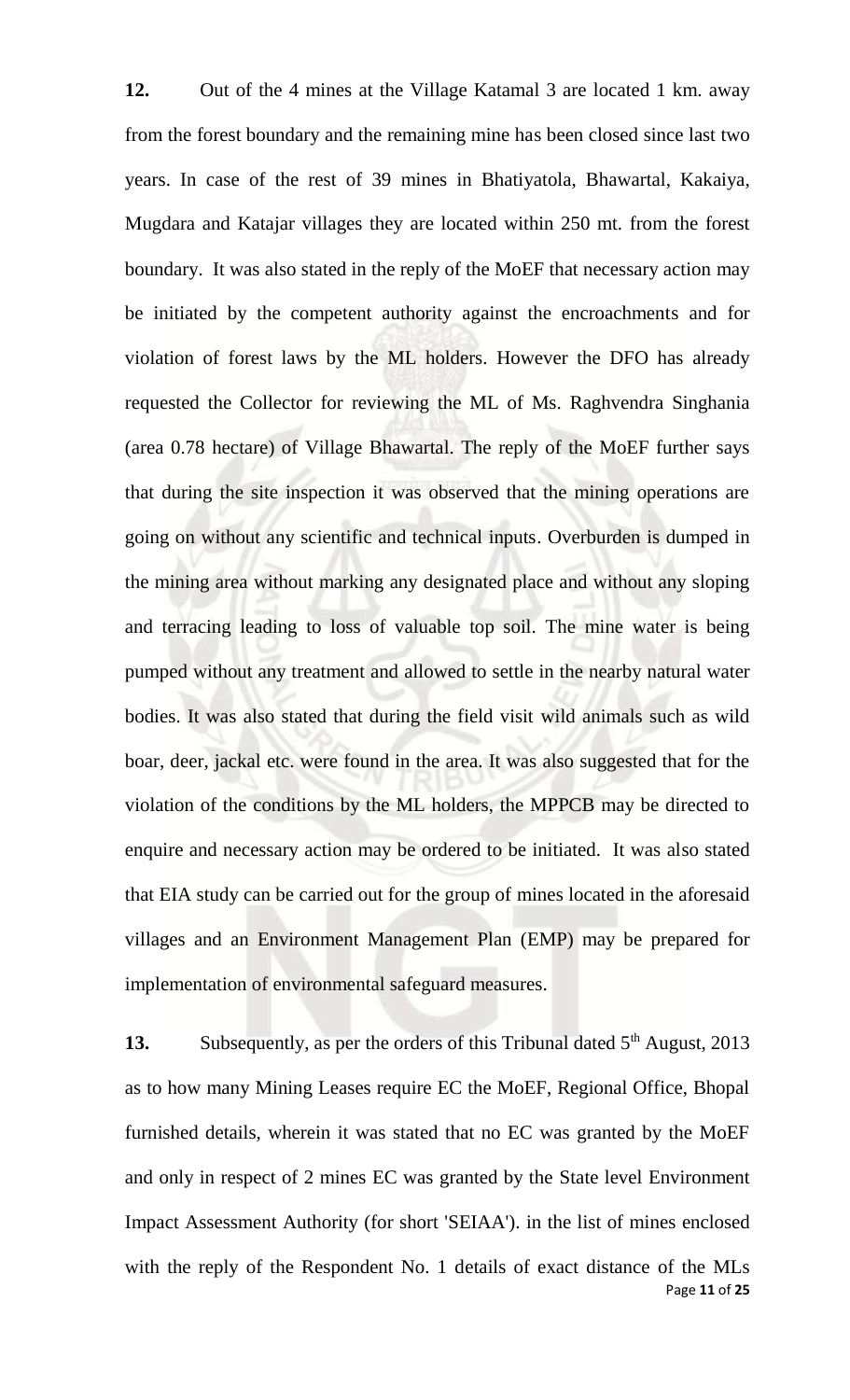**12.** Out of the 4 mines at the Village Katamal 3 are located 1 km. away from the forest boundary and the remaining mine has been closed since last two years. In case of the rest of 39 mines in Bhatiyatola, Bhawartal, Kakaiya, Mugdara and Katajar villages they are located within 250 mt. from the forest boundary. It was also stated in the reply of the MoEF that necessary action may be initiated by the competent authority against the encroachments and for violation of forest laws by the ML holders. However the DFO has already requested the Collector for reviewing the ML of Ms. Raghvendra Singhania (area 0.78 hectare) of Village Bhawartal. The reply of the MoEF further says that during the site inspection it was observed that the mining operations are going on without any scientific and technical inputs. Overburden is dumped in the mining area without marking any designated place and without any sloping and terracing leading to loss of valuable top soil. The mine water is being pumped without any treatment and allowed to settle in the nearby natural water bodies. It was also stated that during the field visit wild animals such as wild boar, deer, jackal etc. were found in the area. It was also suggested that for the violation of the conditions by the ML holders, the MPPCB may be directed to enquire and necessary action may be ordered to be initiated. It was also stated that EIA study can be carried out for the group of mines located in the aforesaid villages and an Environment Management Plan (EMP) may be prepared for implementation of environmental safeguard measures.

**13.** Subsequently, as per the orders of this Tribunal dated 5th August, 2013 as to how many Mining Leases require EC the MoEF, Regional Office, Bhopal furnished details, wherein it was stated that no EC was granted by the MoEF and only in respect of 2 mines EC was granted by the State level Environment Impact Assessment Authority (for short 'SEIAA'). in the list of mines enclosed with the reply of the Respondent No. 1 details of exact distance of the MLs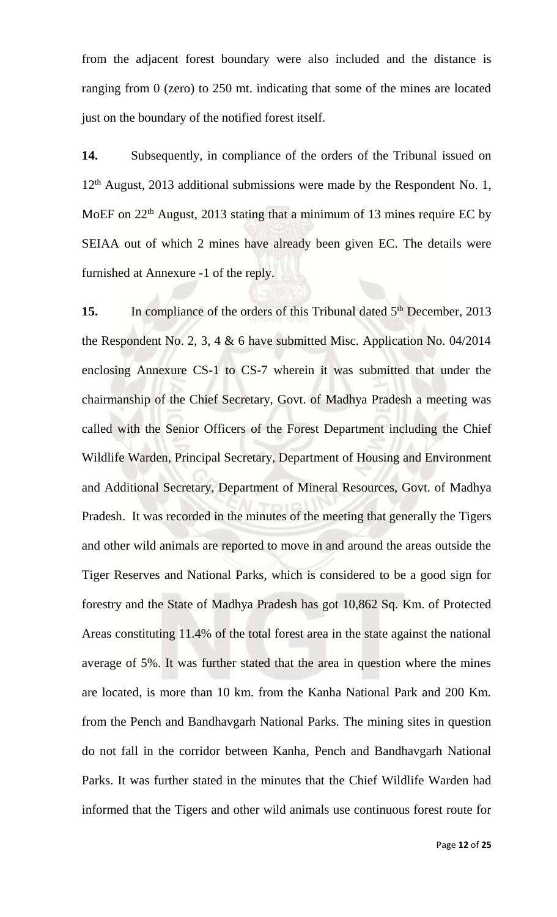from the adjacent forest boundary were also included and the distance is ranging from 0 (zero) to 250 mt. indicating that some of the mines are located just on the boundary of the notified forest itself.

**14.** Subsequently, in compliance of the orders of the Tribunal issued on 12th August, 2013 additional submissions were made by the Respondent No. 1, MoEF on 22th August, 2013 stating that a minimum of 13 mines require EC by SEIAA out of which 2 mines have already been given EC. The details were furnished at Annexure -1 of the reply.

**15.** In compliance of the orders of this Tribunal dated 5th December, 2013 the Respondent No. 2, 3, 4 & 6 have submitted Misc. Application No. 04/2014 enclosing Annexure CS-1 to CS-7 wherein it was submitted that under the chairmanship of the Chief Secretary, Govt. of Madhya Pradesh a meeting was called with the Senior Officers of the Forest Department including the Chief Wildlife Warden, Principal Secretary, Department of Housing and Environment and Additional Secretary, Department of Mineral Resources, Govt. of Madhya Pradesh. It was recorded in the minutes of the meeting that generally the Tigers and other wild animals are reported to move in and around the areas outside the Tiger Reserves and National Parks, which is considered to be a good sign for forestry and the State of Madhya Pradesh has got 10,862 Sq. Km. of Protected Areas constituting 11.4% of the total forest area in the state against the national average of 5%. It was further stated that the area in question where the mines are located, is more than 10 km. from the Kanha National Park and 200 Km. from the Pench and Bandhavgarh National Parks. The mining sites in question do not fall in the corridor between Kanha, Pench and Bandhavgarh National Parks. It was further stated in the minutes that the Chief Wildlife Warden had informed that the Tigers and other wild animals use continuous forest route for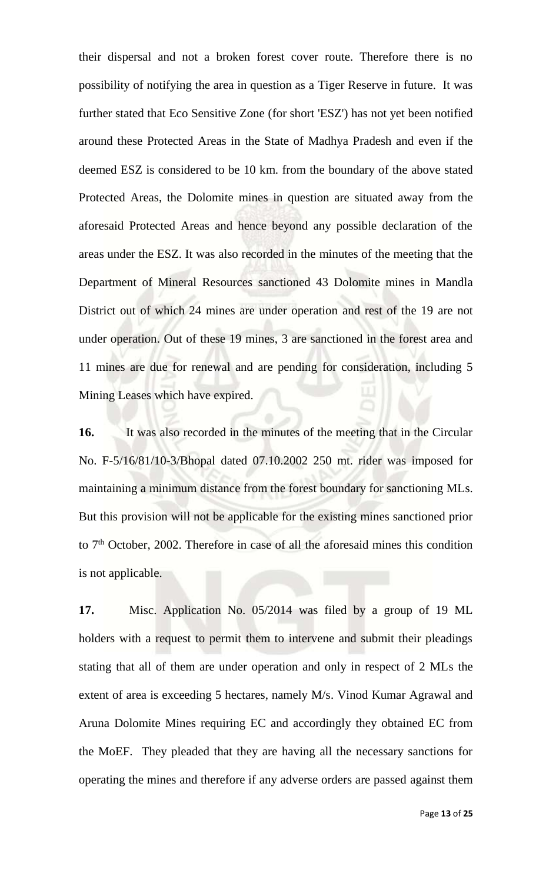their dispersal and not a broken forest cover route. Therefore there is no possibility of notifying the area in question as a Tiger Reserve in future. It was further stated that Eco Sensitive Zone (for short 'ESZ') has not yet been notified around these Protected Areas in the State of Madhya Pradesh and even if the deemed ESZ is considered to be 10 km. from the boundary of the above stated Protected Areas, the Dolomite mines in question are situated away from the aforesaid Protected Areas and hence beyond any possible declaration of the areas under the ESZ. It was also recorded in the minutes of the meeting that the Department of Mineral Resources sanctioned 43 Dolomite mines in Mandla District out of which 24 mines are under operation and rest of the 19 are not under operation. Out of these 19 mines, 3 are sanctioned in the forest area and 11 mines are due for renewal and are pending for consideration, including 5 Mining Leases which have expired.

**16.** It was also recorded in the minutes of the meeting that in the Circular No. F-5/16/81/10-3/Bhopal dated 07.10.2002 250 mt. rider was imposed for maintaining a minimum distance from the forest boundary for sanctioning MLs. But this provision will not be applicable for the existing mines sanctioned prior to 7th October, 2002. Therefore in case of all the aforesaid mines this condition is not applicable.

**17.** Misc. Application No. 05/2014 was filed by a group of 19 ML holders with a request to permit them to intervene and submit their pleadings stating that all of them are under operation and only in respect of 2 MLs the extent of area is exceeding 5 hectares, namely M/s. Vinod Kumar Agrawal and Aruna Dolomite Mines requiring EC and accordingly they obtained EC from the MoEF. They pleaded that they are having all the necessary sanctions for operating the mines and therefore if any adverse orders are passed against them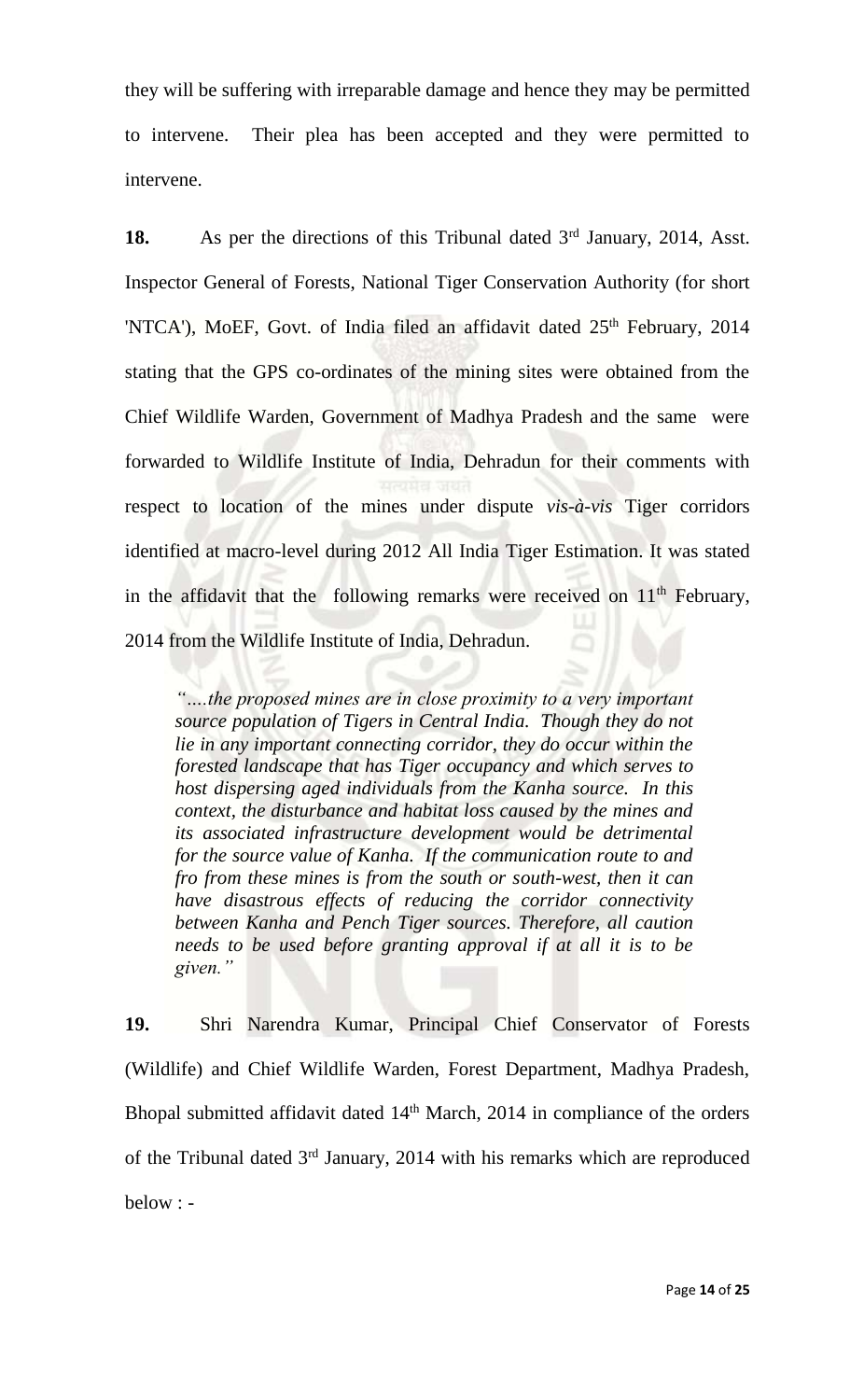they will be suffering with irreparable damage and hence they may be permitted to intervene. Their plea has been accepted and they were permitted to intervene.

**18.** As per the directions of this Tribunal dated 3rd January, 2014, Asst. Inspector General of Forests, National Tiger Conservation Authority (for short 'NTCA'), MoEF, Govt. of India filed an affidavit dated 25th February, 2014 stating that the GPS co-ordinates of the mining sites were obtained from the Chief Wildlife Warden, Government of Madhya Pradesh and the same were forwarded to Wildlife Institute of India, Dehradun for their comments with respect to location of the mines under dispute *vis-à-vis* Tiger corridors identified at macro-level during 2012 All India Tiger Estimation. It was stated in the affidavit that the following remarks were received on 11th February, 2014 from the Wildlife Institute of India, Dehradun.

> *"….the proposed mines are in close proximity to a very important source population of Tigers in Central India. Though they do not lie in any important connecting corridor, they do occur within the forested landscape that has Tiger occupancy and which serves to host dispersing aged individuals from the Kanha source. In this context, the disturbance and habitat loss caused by the mines and its associated infrastructure development would be detrimental for the source value of Kanha. If the communication route to and fro from these mines is from the south or south-west, then it can have disastrous effects of reducing the corridor connectivity between Kanha and Pench Tiger sources. Therefore, all caution needs to be used before granting approval if at all it is to be given."*

**19.** Shri Narendra Kumar, Principal Chief Conservator of Forests (Wildlife) and Chief Wildlife Warden, Forest Department, Madhya Pradesh, Bhopal submitted affidavit dated 14th March, 2014 in compliance of the orders of the Tribunal dated 3rd January, 2014 with his remarks which are reproduced below : -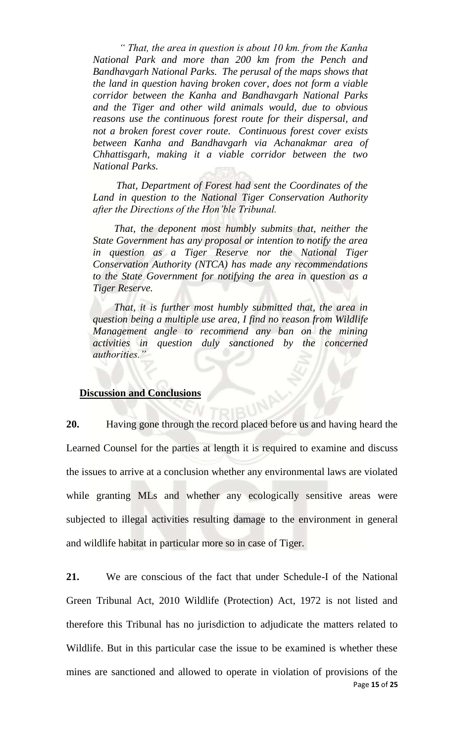*" That, the area in question is about 10 km. from the Kanha National Park and more than 200 km from the Pench and Bandhavgarh National Parks. The perusal of the maps shows that the land in question having broken cover, does not form a viable corridor between the Kanha and Bandhavgarh National Parks and the Tiger and other wild animals would, due to obvious reasons use the continuous forest route for their dispersal, and not a broken forest cover route. Continuous forest cover exists between Kanha and Bandhavgarh via Achanakmar area of Chhattisgarh, making it a viable corridor between the two National Parks.*

*That, Department of Forest had sent the Coordinates of the Land in question to the National Tiger Conservation Authority after the Directions of the Hon'ble Tribunal.*

*That, the deponent most humbly submits that, neither the State Government has any proposal or intention to notify the area in question as a Tiger Reserve nor the National Tiger Conservation Authority (NTCA) has made any recommendations to the State Government for notifying the area in question as a Tiger Reserve.*

*That, it is further most humbly submitted that, the area in question being a multiple use area, I find no reason from Wildlife Management angle to recommend any ban on the mining activities in question duly sanctioned by the concerned authorities."*

**Discussion and Conclusions**

**20.** Having gone through the record placed before us and having heard the Learned Counsel for the parties at length it is required to examine and discuss the issues to arrive at a conclusion whether any environmental laws are violated while granting MLs and whether any ecologically sensitive areas were subjected to illegal activities resulting damage to the environment in general and wildlife habitat in particular more so in case of Tiger.

**21.** We are conscious of the fact that under Schedule-I of the National Green Tribunal Act, 2010 Wildlife (Protection) Act, 1972 is not listed and therefore this Tribunal has no jurisdiction to adjudicate the matters related to Wildlife. But in this particular case the issue to be examined is whether these mines are sanctioned and allowed to operate in violation of provisions of the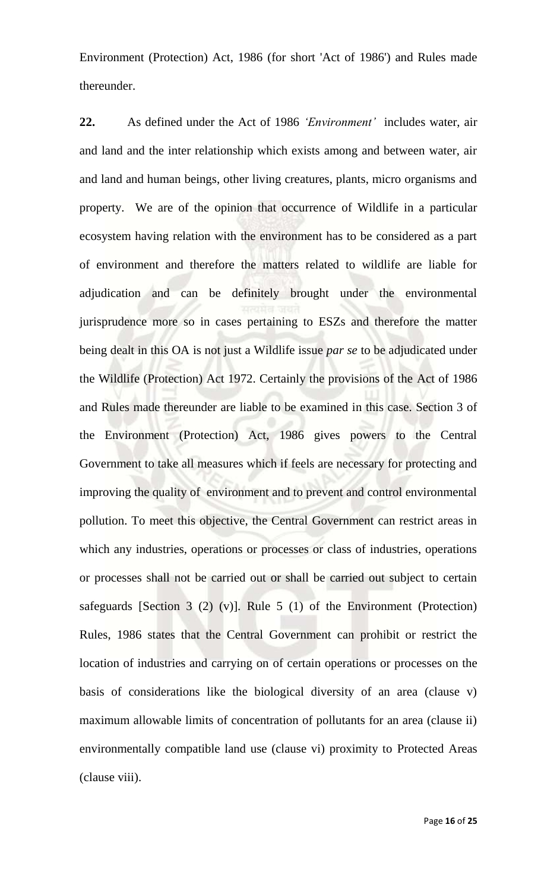Environment (Protection) Act, 1986 (for short 'Act of 1986') and Rules made thereunder.

**22.** As defined under the Act of 1986 *'Environment'* includes water, air and land and the inter relationship which exists among and between water, air and land and human beings, other living creatures, plants, micro organisms and property. We are of the opinion that occurrence of Wildlife in a particular ecosystem having relation with the environment has to be considered as a part of environment and therefore the matters related to wildlife are liable for adjudication and can be definitely brought under the environmental jurisprudence more so in cases pertaining to ESZs and therefore the matter being dealt in this OA is not just a Wildlife issue *par se* to be adjudicated under the Wildlife (Protection) Act 1972. Certainly the provisions of the Act of 1986 and Rules made thereunder are liable to be examined in this case. Section 3 of the Environment (Protection) Act, 1986 gives powers to the Central Government to take all measures which if feels are necessary for protecting and improving the quality of environment and to prevent and control environmental pollution. To meet this objective, the Central Government can restrict areas in which any industries, operations or processes or class of industries, operations or processes shall not be carried out or shall be carried out subject to certain safeguards [Section 3 (2) (v)]. Rule 5 (1) of the Environment (Protection) Rules, 1986 states that the Central Government can prohibit or restrict the location of industries and carrying on of certain operations or processes on the basis of considerations like the biological diversity of an area (clause v) maximum allowable limits of concentration of pollutants for an area (clause ii) environmentally compatible land use (clause vi) proximity to Protected Areas (clause viii).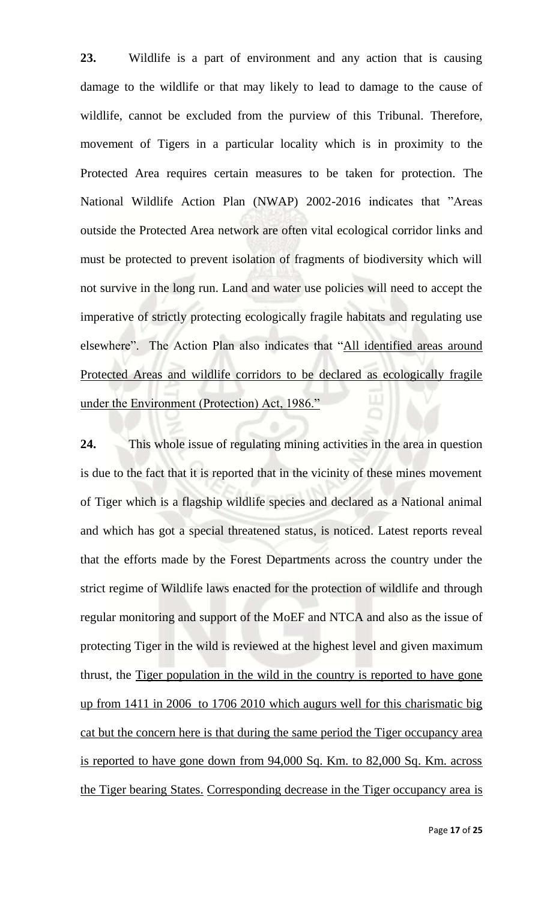**23.** Wildlife is a part of environment and any action that is causing damage to the wildlife or that may likely to lead to damage to the cause of wildlife, cannot be excluded from the purview of this Tribunal. Therefore, movement of Tigers in a particular locality which is in proximity to the Protected Area requires certain measures to be taken for protection. The National Wildlife Action Plan (NWAP) 2002-2016 indicates that "Areas outside the Protected Area network are often vital ecological corridor links and must be protected to prevent isolation of fragments of biodiversity which will not survive in the long run. Land and water use policies will need to accept the imperative of strictly protecting ecologically fragile habitats and regulating use elsewhere". The Action Plan also indicates that "<u>All identified areas around Protected Areas and wildlife corridors to be declared as ecologically fragile under the Environment (Protection) Act, 1986.</u>"

**24.** This whole issue of regulating mining activities in the area in question is due to the fact that it is reported that in the vicinity of these mines movement of Tiger which is a flagship wildlife species and declared as a National animal and which has got a special threatened status, is noticed. Latest reports reveal that the efforts made by the Forest Departments across the country under the strict regime of Wildlife laws enacted for the protection of wildlife and through regular monitoring and support of the MoEF and NTCA and also as the issue of protecting Tiger in the wild is reviewed at the highest level and given maximum thrust, the <u>Tiger population in the wild in the country is reported to have gone up from 1411 in 2006 to 1706 2010 which augurs well for this charismatic big cat but the concern here is that during the same period the Tiger occupancy area is reported to have gone down from 94,000 Sq. Km. to 82,000 Sq. Km. across the Tiger bearing States.</u> <u>Corresponding decrease in the Tiger occupancy area is</u>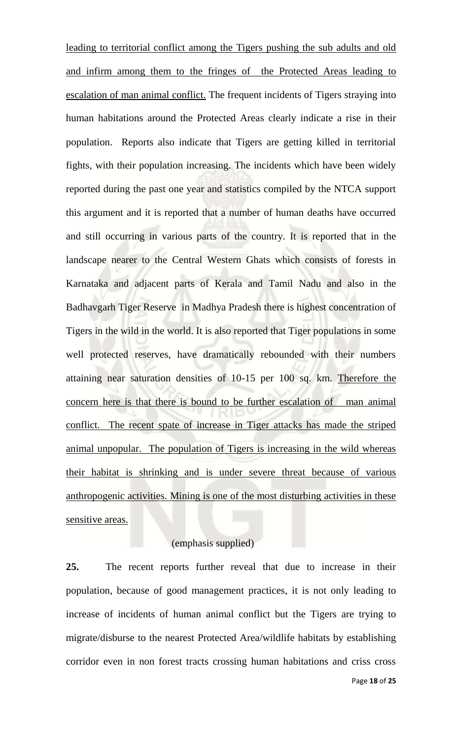leading to territorial conflict among the Tigers pushing the sub adults and old and infirm among them to the fringes of the Protected Areas leading to escalation of man animal conflict. The frequent incidents of Tigers straying into human habitations around the Protected Areas clearly indicate a rise in their population. Reports also indicate that Tigers are getting killed in territorial fights, with their population increasing. The incidents which have been widely reported during the past one year and statistics compiled by the NTCA support this argument and it is reported that a number of human deaths have occurred and still occurring in various parts of the country. It is reported that in the landscape nearer to the Central Western Ghats which consists of forests in Karnataka and adjacent parts of Kerala and Tamil Nadu and also in the Badhavgarh Tiger Reserve in Madhya Pradesh there is highest concentration of Tigers in the wild in the world. It is also reported that Tiger populations in some well protected reserves, have dramatically rebounded with their numbers attaining near saturation densities of 10-15 per 100 sq. km. Therefore the concern here is that there is bound to be further escalation of man animal conflict. The recent spate of increase in Tiger attacks has made the striped animal unpopular. The population of Tigers is increasing in the wild whereas their habitat is shrinking and is under severe threat because of various anthropogenic activities. Mining is one of the most disturbing activities in these sensitive areas.

(emphasis supplied)

**25.** The recent reports further reveal that due to increase in their population, because of good management practices, it is not only leading to increase of incidents of human animal conflict but the Tigers are trying to migrate/disburse to the nearest Protected Area/wildlife habitats by establishing corridor even in non forest tracts crossing human habitations and criss cross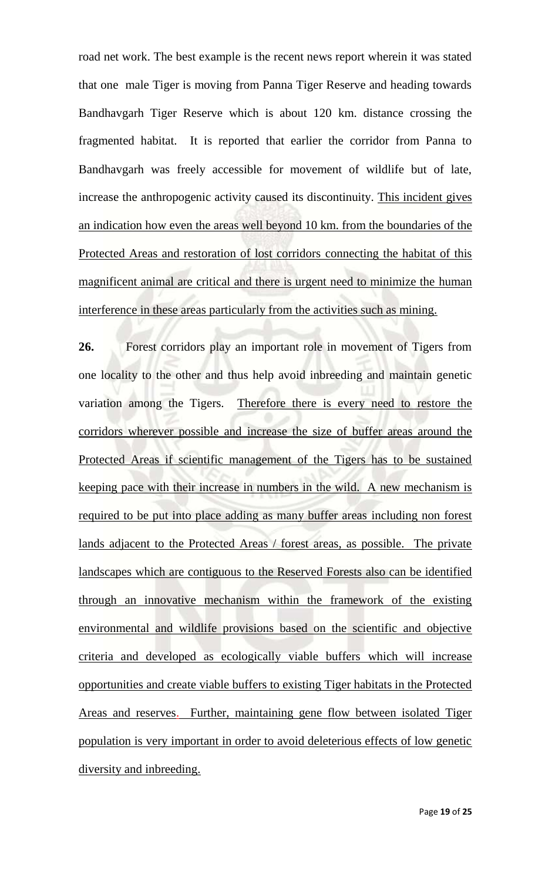road net work. The best example is the recent news report wherein it was stated that one male Tiger is moving from Panna Tiger Reserve and heading towards Bandhavgarh Tiger Reserve which is about 120 km. distance crossing the fragmented habitat. It is reported that earlier the corridor from Panna to Bandhavgarh was freely accessible for movement of wildlife but of late, increase the anthropogenic activity caused its discontinuity. <u>This incident gives an indication how even the areas well beyond 10 km. from the boundaries of the Protected Areas and restoration of lost corridors connecting the habitat of this magnificent animal are critical and there is urgent need to minimize the human interference in these areas particularly from the activities such as mining.</u>

**26.** Forest corridors play an important role in movement of Tigers from one locality to the other and thus help avoid inbreeding and maintain genetic variation among the Tigers. <u>Therefore there is every need to restore the corridors wherever possible and increase the size of buffer areas around the Protected Areas if scientific management of the Tigers has to be sustained keeping pace with their increase in numbers in the wild. A new mechanism is required to be put into place adding as many buffer areas including non forest lands adjacent to the Protected Areas / forest areas, as possible. The private landscapes which are contiguous to the Reserved Forests also can be identified through an innovative mechanism within the framework of the existing environmental and wildlife provisions based on the scientific and objective criteria and developed as ecologically viable buffers which will increase opportunities and create viable buffers to existing Tiger habitats in the Protected Areas and reserves. Further, maintaining gene flow between isolated Tiger population is very important in order to avoid deleterious effects of low genetic diversity and inbreeding.</u>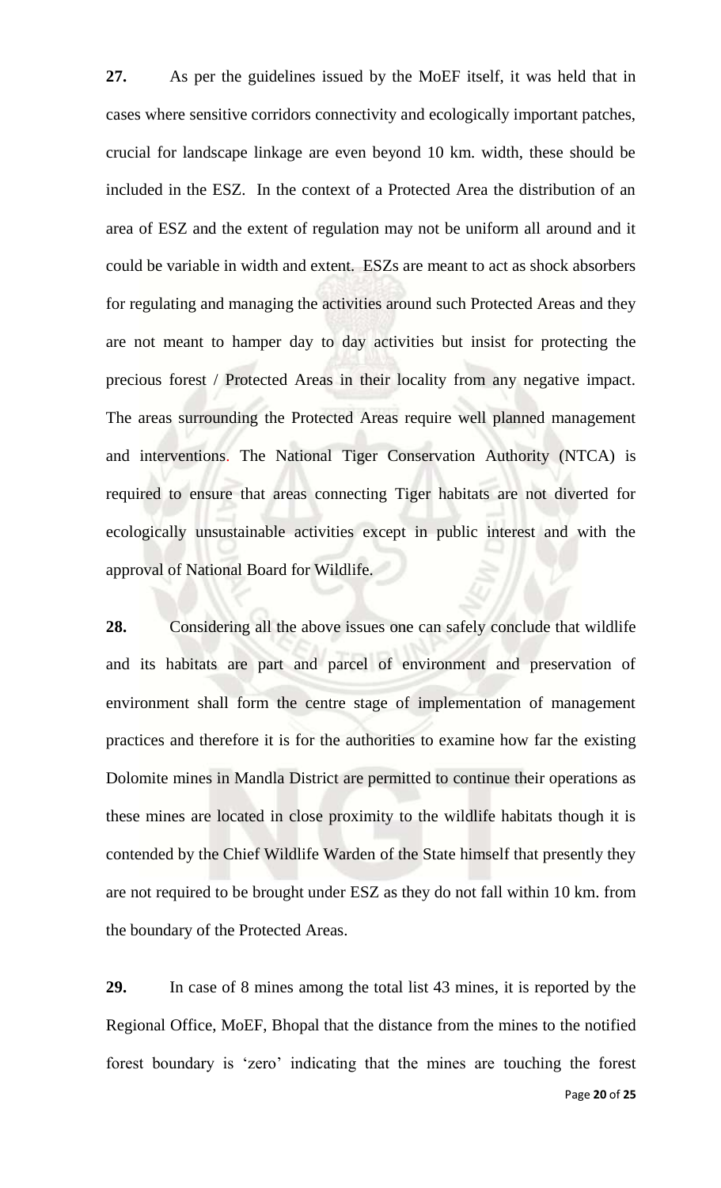**27.** As per the guidelines issued by the MoEF itself, it was held that in cases where sensitive corridors connectivity and ecologically important patches, crucial for landscape linkage are even beyond 10 km. width, these should be included in the ESZ. In the context of a Protected Area the distribution of an area of ESZ and the extent of regulation may not be uniform all around and it could be variable in width and extent. ESZs are meant to act as shock absorbers for regulating and managing the activities around such Protected Areas and they are not meant to hamper day to day activities but insist for protecting the precious forest / Protected Areas in their locality from any negative impact. The areas surrounding the Protected Areas require well planned management and interventions. The National Tiger Conservation Authority (NTCA) is required to ensure that areas connecting Tiger habitats are not diverted for ecologically unsustainable activities except in public interest and with the approval of National Board for Wildlife.

**28.** Considering all the above issues one can safely conclude that wildlife and its habitats are part and parcel of environment and preservation of environment shall form the centre stage of implementation of management practices and therefore it is for the authorities to examine how far the existing Dolomite mines in Mandla District are permitted to continue their operations as these mines are located in close proximity to the wildlife habitats though it is contended by the Chief Wildlife Warden of the State himself that presently they are not required to be brought under ESZ as they do not fall within 10 km. from the boundary of the Protected Areas.

**29.** In case of 8 mines among the total list 43 mines, it is reported by the Regional Office, MoEF, Bhopal that the distance from the mines to the notified forest boundary is 'zero' indicating that the mines are touching the forest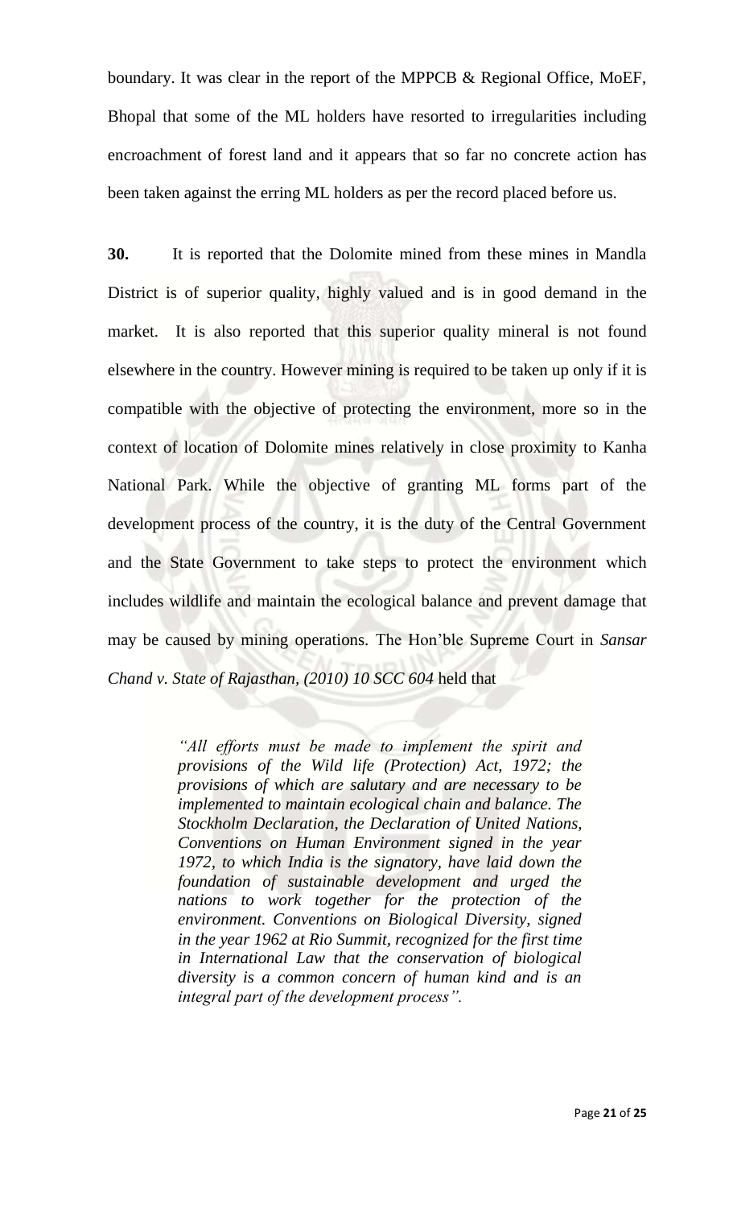boundary. It was clear in the report of the MPPCB & Regional Office, MoEF, Bhopal that some of the ML holders have resorted to irregularities including encroachment of forest land and it appears that so far no concrete action has been taken against the erring ML holders as per the record placed before us.

**30.** It is reported that the Dolomite mined from these mines in Mandla District is of superior quality, highly valued and is in good demand in the market. It is also reported that this superior quality mineral is not found elsewhere in the country. However mining is required to be taken up only if it is compatible with the objective of protecting the environment, more so in the context of location of Dolomite mines relatively in close proximity to Kanha National Park. While the objective of granting ML forms part of the development process of the country, it is the duty of the Central Government and the State Government to take steps to protect the environment which includes wildlife and maintain the ecological balance and prevent damage that may be caused by mining operations. The Hon'ble Supreme Court in *Sansar Chand v. State of Rajasthan, (2010) 10 SCC 604* held that

> *"All efforts must be made to implement the spirit and provisions of the Wild life (Protection) Act, 1972; the provisions of which are salutary and are necessary to be implemented to maintain ecological chain and balance. The Stockholm Declaration, the Declaration of United Nations, Conventions on Human Environment signed in the year 1972, to which India is the signatory, have laid down the foundation of sustainable development and urged the nations to work together for the protection of the environment. Conventions on Biological Diversity, signed in the year 1962 at Rio Summit, recognized for the first time in International Law that the conservation of biological diversity is a common concern of human kind and is an integral part of the development process".*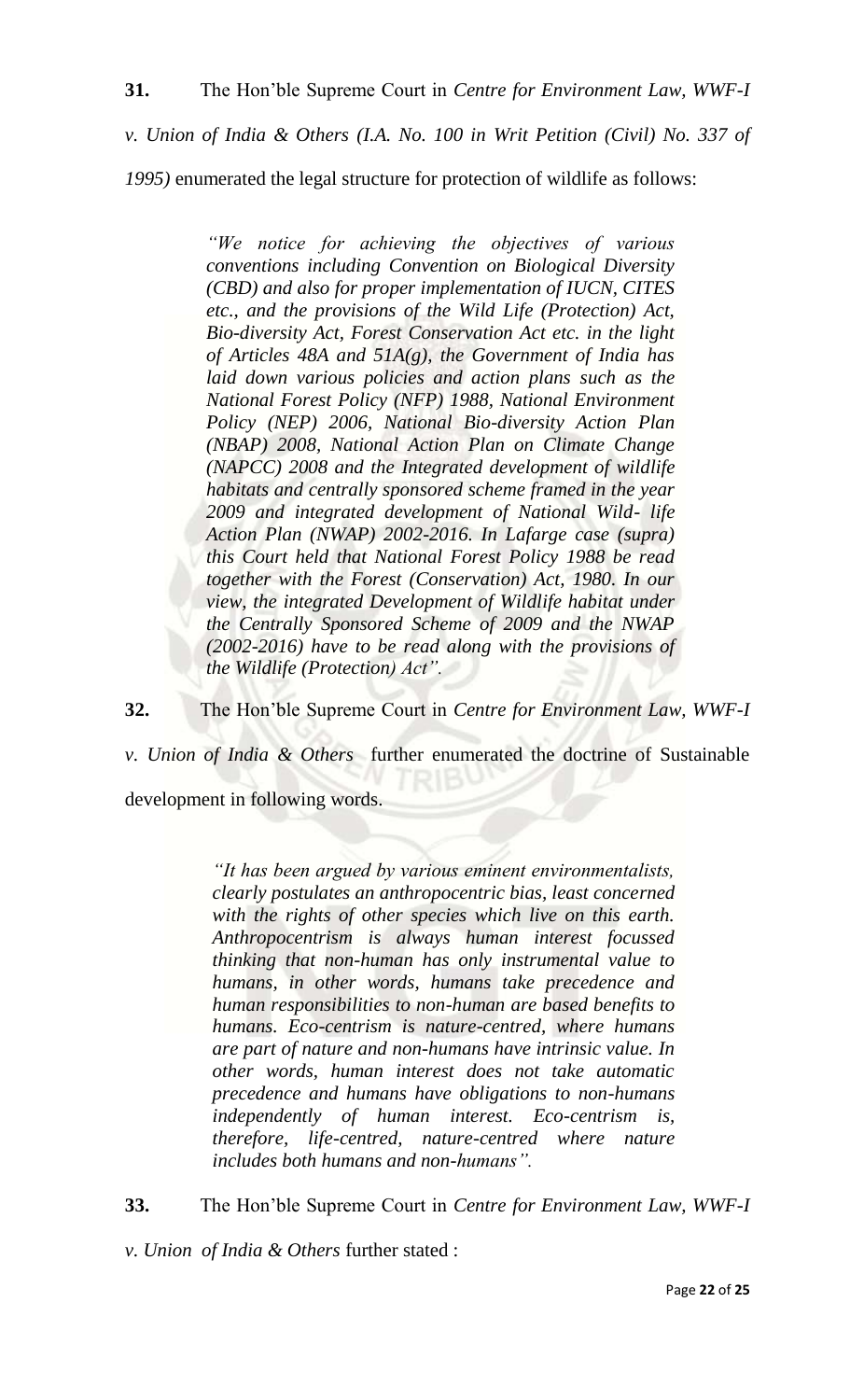**31.** The Hon'ble Supreme Court in *Centre for Environment Law, WWF-I v. Union of India & Others (I.A. No. 100 in Writ Petition (Civil) No. 337 of 1995)* enumerated the legal structure for protection of wildlife as follows:

> *"We notice for achieving the objectives of various conventions including Convention on Biological Diversity (CBD) and also for proper implementation of IUCN, CITES etc., and the provisions of the Wild Life (Protection) Act, Bio-diversity Act, Forest Conservation Act etc. in the light of Articles 48A and 51A(g), the Government of India has laid down various policies and action plans such as the National Forest Policy (NFP) 1988, National Environment Policy (NEP) 2006, National Bio-diversity Action Plan (NBAP) 2008, National Action Plan on Climate Change (NAPCC) 2008 and the Integrated development of wildlife habitats and centrally sponsored scheme framed in the year 2009 and integrated development of National Wild- life Action Plan (NWAP) 2002-2016. In Lafarge case (supra) this Court held that National Forest Policy 1988 be read together with the Forest (Conservation) Act, 1980. In our view, the integrated Development of Wildlife habitat under the Centrally Sponsored Scheme of 2009 and the NWAP (2002-2016) have to be read along with the provisions of the Wildlife (Protection) Act".*

**32.** The Hon'ble Supreme Court in *Centre for Environment Law, WWF-I v. Union of India & Others* further enumerated the doctrine of Sustainable development in following words.

> *"It has been argued by various eminent environmentalists, clearly postulates an anthropocentric bias, least concerned with the rights of other species which live on this earth. Anthropocentrism is always human interest focussed thinking that non-human has only instrumental value to humans, in other words, humans take precedence and human responsibilities to non-human are based benefits to humans. Eco-centrism is nature-centred, where humans are part of nature and non-humans have intrinsic value. In other words, human interest does not take automatic precedence and humans have obligations to non-humans independently of human interest. Eco-centrism is, therefore, life-centred, nature-centred where nature includes both humans and non-humans".*

**33.** The Hon'ble Supreme Court in *Centre for Environment Law, WWF-I v. Union of India & Others* further stated :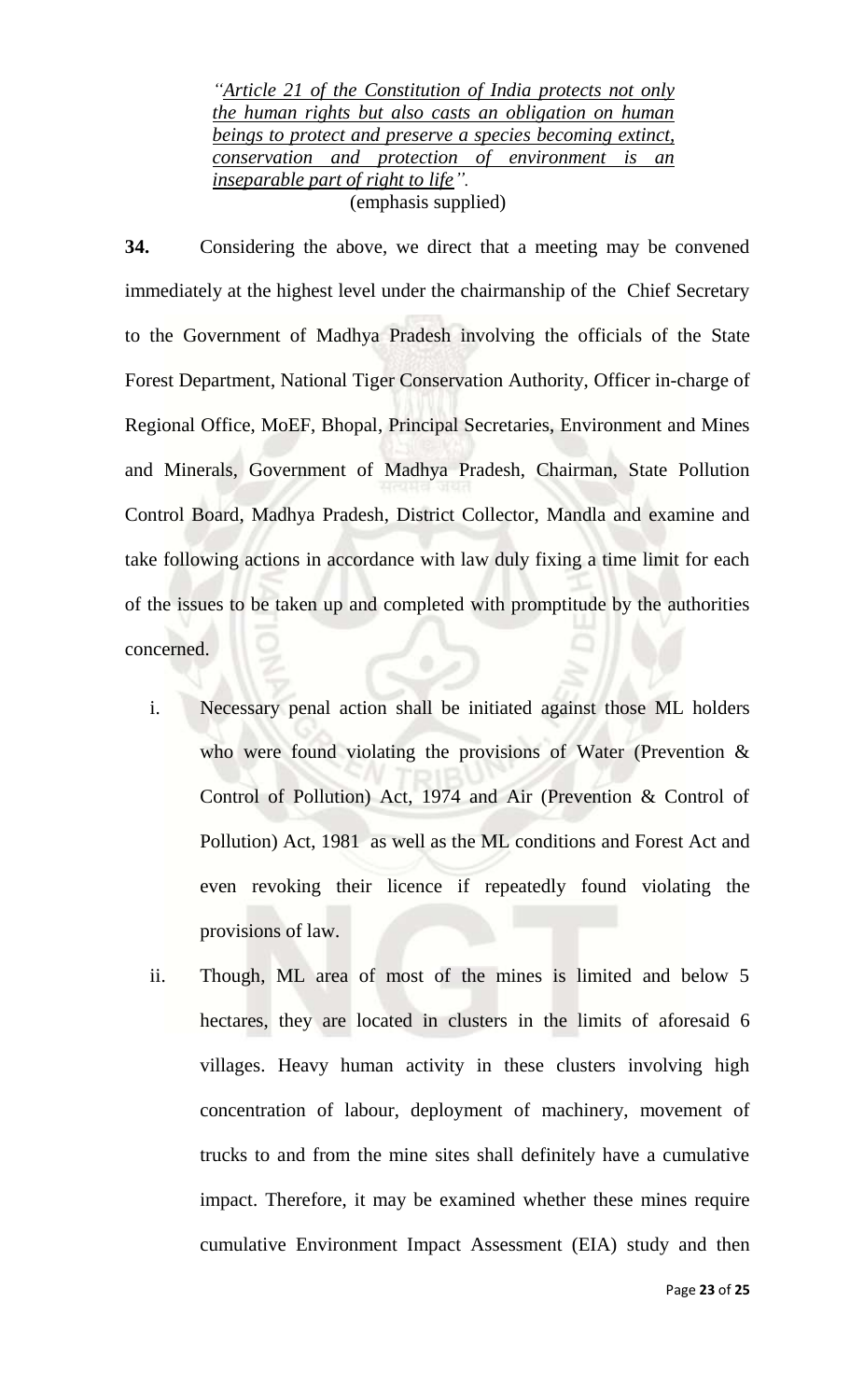> *"Article 21 of the Constitution of India protects not only the human rights but also casts an obligation on human beings to protect and preserve a species becoming extinct, conservation and protection of environment is an inseparable part of right to life".*
>
> (emphasis supplied)

**34.** Considering the above, we direct that a meeting may be convened immediately at the highest level under the chairmanship of the Chief Secretary to the Government of Madhya Pradesh involving the officials of the State Forest Department, National Tiger Conservation Authority, Officer in-charge of Regional Office, MoEF, Bhopal, Principal Secretaries, Environment and Mines and Minerals, Government of Madhya Pradesh, Chairman, State Pollution Control Board, Madhya Pradesh, District Collector, Mandla and examine and take following actions in accordance with law duly fixing a time limit for each of the issues to be taken up and completed with promptitude by the authorities concerned.

i. Necessary penal action shall be initiated against those ML holders who were found violating the provisions of Water (Prevention & Control of Pollution) Act, 1974 and Air (Prevention & Control of Pollution) Act, 1981 as well as the ML conditions and Forest Act and even revoking their licence if repeatedly found violating the provisions of law.

ii. Though, ML area of most of the mines is limited and below 5 hectares, they are located in clusters in the limits of aforesaid 6 villages. Heavy human activity in these clusters involving high concentration of labour, deployment of machinery, movement of trucks to and from the mine sites shall definitely have a cumulative impact. Therefore, it may be examined whether these mines require cumulative Environment Impact Assessment (EIA) study and then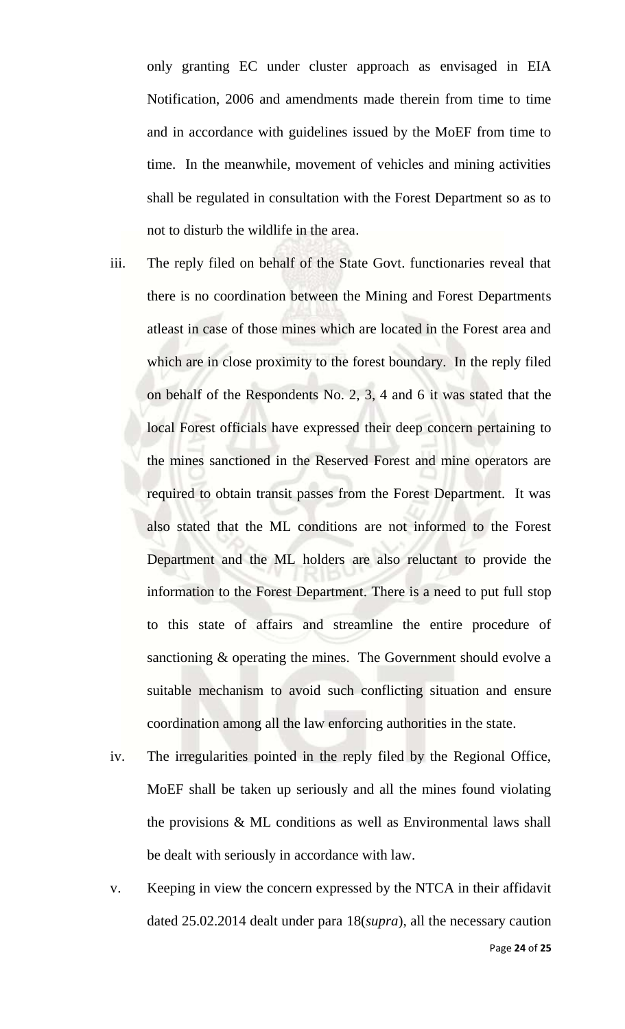only granting EC under cluster approach as envisaged in EIA Notification, 2006 and amendments made therein from time to time and in accordance with guidelines issued by the MoEF from time to time. In the meanwhile, movement of vehicles and mining activities shall be regulated in consultation with the Forest Department so as to not to disturb the wildlife in the area.

iii. The reply filed on behalf of the State Govt. functionaries reveal that there is no coordination between the Mining and Forest Departments atleast in case of those mines which are located in the Forest area and which are in close proximity to the forest boundary. In the reply filed on behalf of the Respondents No. 2, 3, 4 and 6 it was stated that the local Forest officials have expressed their deep concern pertaining to the mines sanctioned in the Reserved Forest and mine operators are required to obtain transit passes from the Forest Department. It was also stated that the ML conditions are not informed to the Forest Department and the ML holders are also reluctant to provide the information to the Forest Department. There is a need to put full stop to this state of affairs and streamline the entire procedure of sanctioning & operating the mines. The Government should evolve a suitable mechanism to avoid such conflicting situation and ensure coordination among all the law enforcing authorities in the state.

iv. The irregularities pointed in the reply filed by the Regional Office, MoEF shall be taken up seriously and all the mines found violating the provisions & ML conditions as well as Environmental laws shall be dealt with seriously in accordance with law.

v. Keeping in view the concern expressed by the NTCA in their affidavit dated 25.02.2014 dealt under para 18(*supra*), all the necessary caution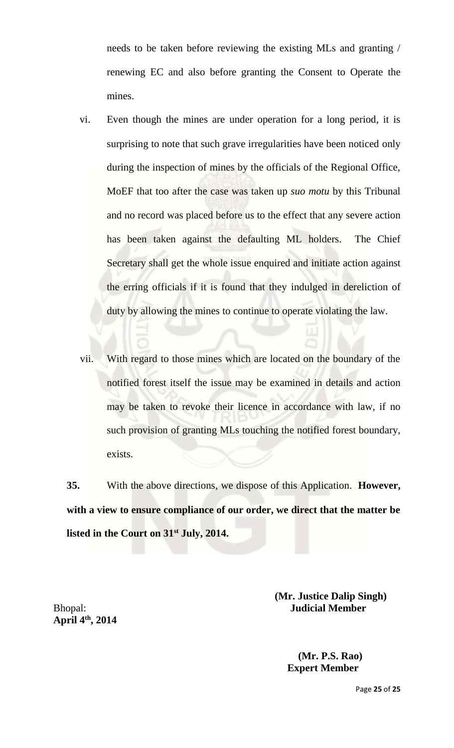needs to be taken before reviewing the existing MLs and granting / renewing EC and also before granting the Consent to Operate the mines.

vi. Even though the mines are under operation for a long period, it is surprising to note that such grave irregularities have been noticed only during the inspection of mines by the officials of the Regional Office, MoEF that too after the case was taken up *suo motu* by this Tribunal and no record was placed before us to the effect that any severe action has been taken against the defaulting ML holders. The Chief Secretary shall get the whole issue enquired and initiate action against the erring officials if it is found that they indulged in dereliction of duty by allowing the mines to continue to operate violating the law.

vii. With regard to those mines which are located on the boundary of the notified forest itself the issue may be examined in details and action may be taken to revoke their licence in accordance with law, if no such provision of granting MLs touching the notified forest boundary, exists.

**35.** With the above directions, we dispose of this Application. **However, with a view to ensure compliance of our order, we direct that the matter be listed in the Court on 31st July, 2014.**

**(Mr. Justice Dalip Singh)**
**Judicial Member**

Bhopal:
**April 4th, 2014**

**(Mr. P.S. Rao)**
**Expert Member**